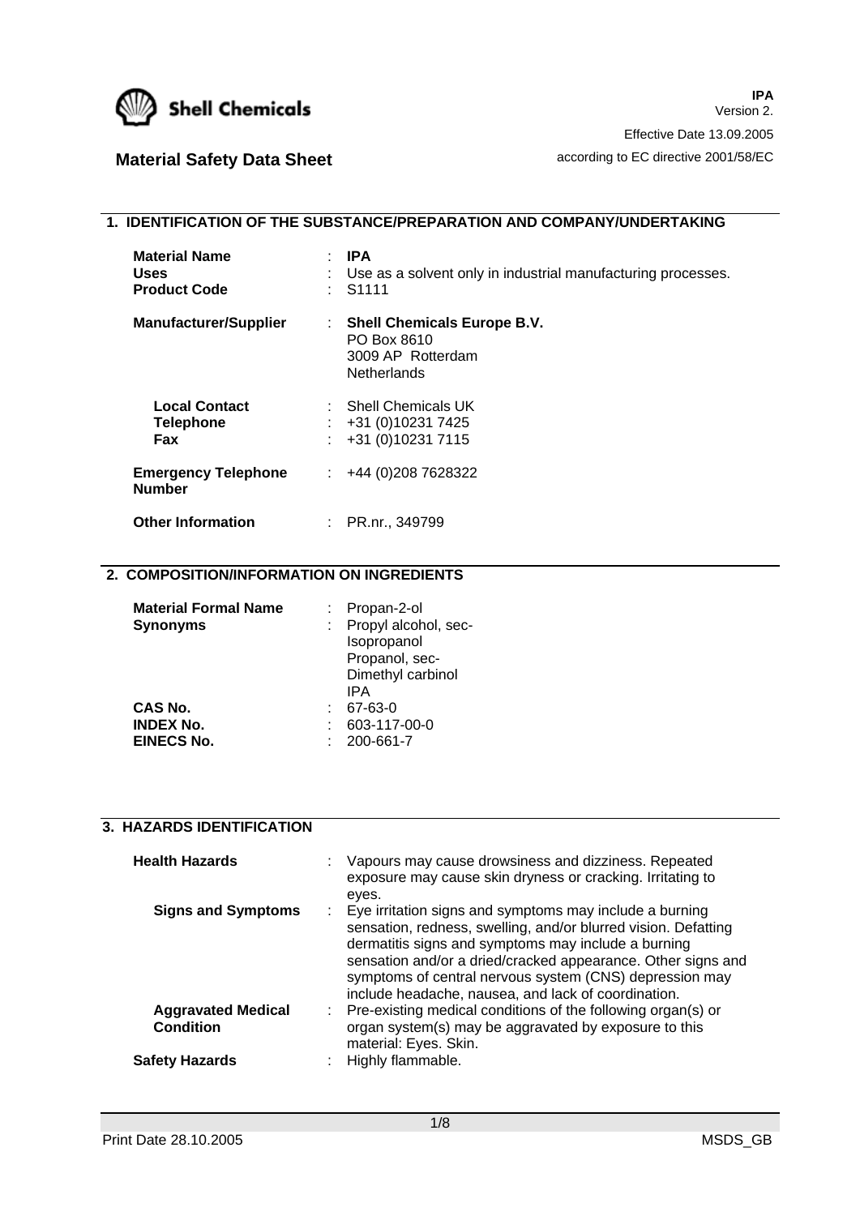Shell Chemicals

**IPA**
Version 2.
Effective Date 13.09.2005
according to EC directive 2001/58/EC

# Material Safety Data Sheet

## 1. IDENTIFICATION OF THE SUBSTANCE/PREPARATION AND COMPANY/UNDERTAKING

**Material Name** : **IPA**
**Uses** : Use as a solvent only in industrial manufacturing processes.
**Product Code** : S1111

**Manufacturer/Supplier** : **Shell Chemicals Europe B.V.**
PO Box 8610
3009 AP Rotterdam
Netherlands

**Local Contact** : Shell Chemicals UK
**Telephone** : +31 (0)10231 7425
**Fax** : +31 (0)10231 7115

**Emergency Telephone Number** : +44 (0)208 7628322

**Other Information** : PR.nr., 349799

## 2. COMPOSITION/INFORMATION ON INGREDIENTS

**Material Formal Name** : Propan-2-ol
**Synonyms** : Propyl alcohol, sec-
Isopropanol
Propanol, sec-
Dimethyl carbinol
IPA
**CAS No.** : 67-63-0
**INDEX No.** : 603-117-00-0
**EINECS No.** : 200-661-7

## 3. HAZARDS IDENTIFICATION

**Health Hazards** : Vapours may cause drowsiness and dizziness. Repeated exposure may cause skin dryness or cracking. Irritating to eyes.

**Signs and Symptoms** : Eye irritation signs and symptoms may include a burning sensation, redness, swelling, and/or blurred vision. Defatting dermatitis signs and symptoms may include a burning sensation and/or a dried/cracked appearance. Other signs and symptoms of central nervous system (CNS) depression may include headache, nausea, and lack of coordination.

**Aggravated Medical Condition** : Pre-existing medical conditions of the following organ(s) or organ system(s) may be aggravated by exposure to this material: Eyes. Skin.

**Safety Hazards** : Highly flammable.

Print Date 28.10.2005 MSDS_GB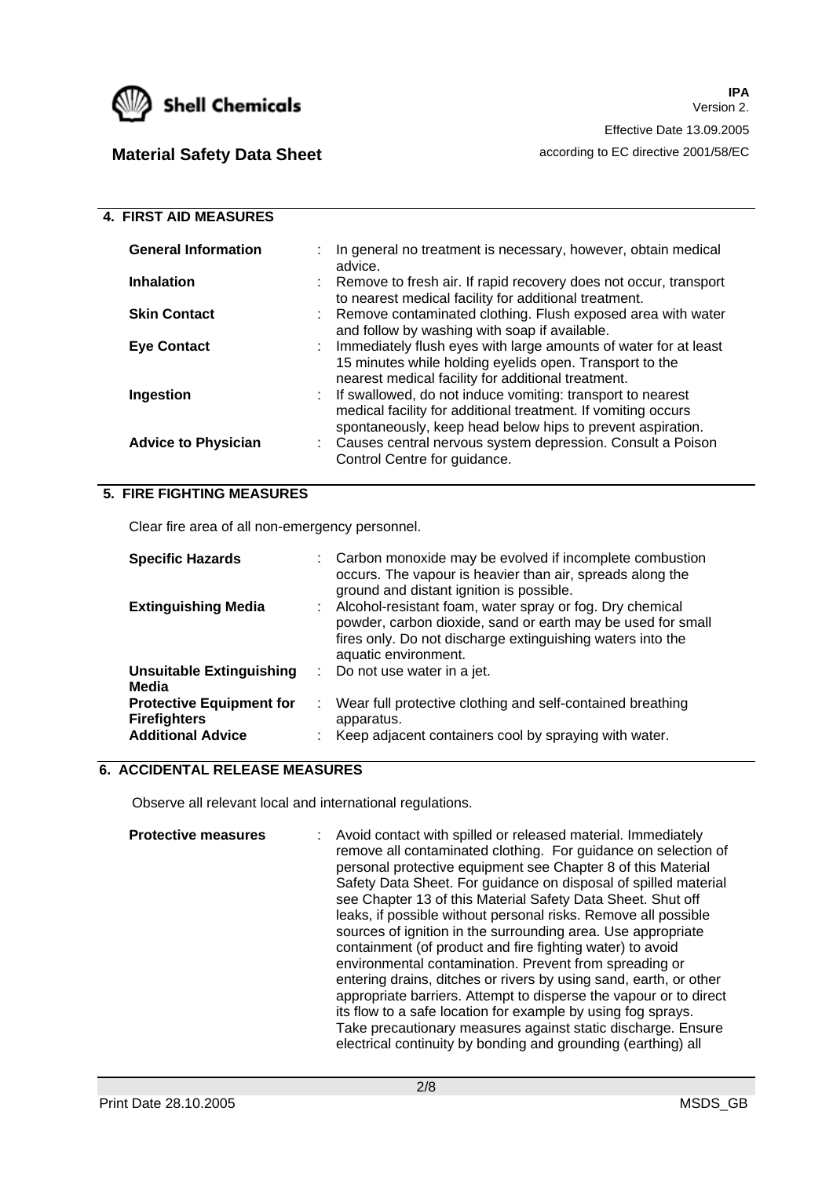## 4. FIRST AID MEASURES

| | |
|---|---|
| **General Information** | : In general no treatment is necessary, however, obtain medical advice. |
| **Inhalation** | : Remove to fresh air. If rapid recovery does not occur, transport to nearest medical facility for additional treatment. |
| **Skin Contact** | : Remove contaminated clothing. Flush exposed area with water and follow by washing with soap if available. |
| **Eye Contact** | : Immediately flush eyes with large amounts of water for at least 15 minutes while holding eyelids open. Transport to the nearest medical facility for additional treatment. |
| **Ingestion** | : If swallowed, do not induce vomiting: transport to nearest medical facility for additional treatment. If vomiting occurs spontaneously, keep head below hips to prevent aspiration. |
| **Advice to Physician** | : Causes central nervous system depression. Consult a Poison Control Centre for guidance. |

## 5. FIRE FIGHTING MEASURES

Clear fire area of all non-emergency personnel.

| | |
|---|---|
| **Specific Hazards** | : Carbon monoxide may be evolved if incomplete combustion occurs. The vapour is heavier than air, spreads along the ground and distant ignition is possible. |
| **Extinguishing Media** | : Alcohol-resistant foam, water spray or fog. Dry chemical powder, carbon dioxide, sand or earth may be used for small fires only. Do not discharge extinguishing waters into the aquatic environment. |
| **Unsuitable Extinguishing Media** | : Do not use water in a jet. |
| **Protective Equipment for Firefighters** | : Wear full protective clothing and self-contained breathing apparatus. |
| **Additional Advice** | : Keep adjacent containers cool by spraying with water. |

## 6. ACCIDENTAL RELEASE MEASURES

Observe all relevant local and international regulations.

| | |
|---|---|
| **Protective measures** | : Avoid contact with spilled or released material. Immediately remove all contaminated clothing. For guidance on selection of personal protective equipment see Chapter 8 of this Material Safety Data Sheet. For guidance on disposal of spilled material see Chapter 13 of this Material Safety Data Sheet. Shut off leaks, if possible without personal risks. Remove all possible sources of ignition in the surrounding area. Use appropriate containment (of product and fire fighting water) to avoid environmental contamination. Prevent from spreading or entering drains, ditches or rivers by using sand, earth, or other appropriate barriers. Attempt to disperse the vapour or to direct its flow to a safe location for example by using fog sprays. Take precautionary measures against static discharge. Ensure electrical continuity by bonding and grounding (earthing) all |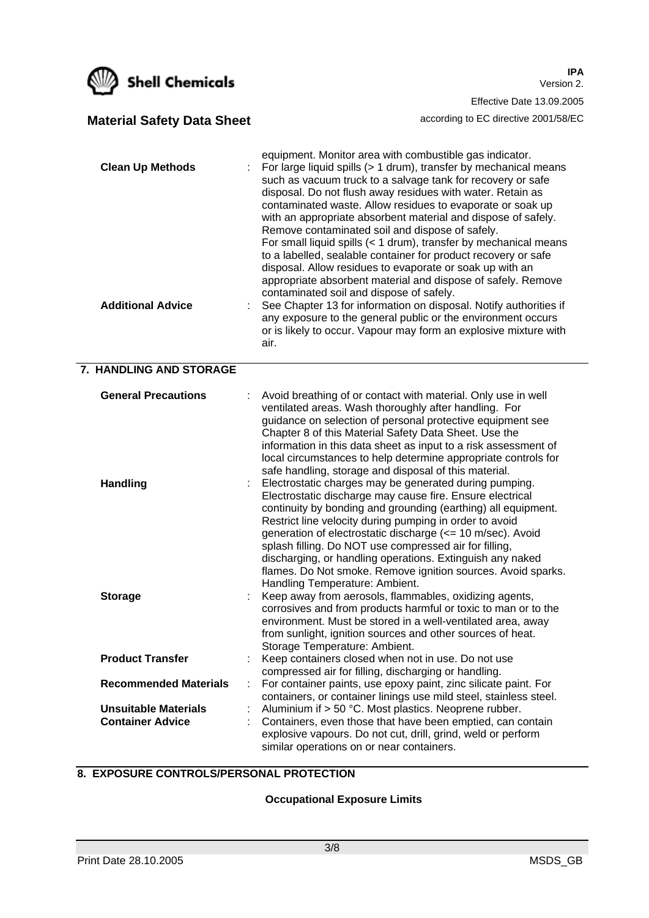equipment. Monitor area with combustible gas indicator.

**Clean Up Methods** : For large liquid spills (> 1 drum), transfer by mechanical means such as vacuum truck to a salvage tank for recovery or safe disposal. Do not flush away residues with water. Retain as contaminated waste. Allow residues to evaporate or soak up with an appropriate absorbent material and dispose of safely. Remove contaminated soil and dispose of safely.
For small liquid spills (< 1 drum), transfer by mechanical means to a labelled, sealable container for product recovery or safe disposal. Allow residues to evaporate or soak up with an appropriate absorbent material and dispose of safely. Remove contaminated soil and dispose of safely.

**Additional Advice** : See Chapter 13 for information on disposal. Notify authorities if any exposure to the general public or the environment occurs or is likely to occur. Vapour may form an explosive mixture with air.

## 7. HANDLING AND STORAGE

**General Precautions** : Avoid breathing of or contact with material. Only use in well ventilated areas. Wash thoroughly after handling. For guidance on selection of personal protective equipment see Chapter 8 of this Material Safety Data Sheet. Use the information in this data sheet as input to a risk assessment of local circumstances to help determine appropriate controls for safe handling, storage and disposal of this material.

**Handling** : Electrostatic charges may be generated during pumping. Electrostatic discharge may cause fire. Ensure electrical continuity by bonding and grounding (earthing) all equipment. Restrict line velocity during pumping in order to avoid generation of electrostatic discharge (<= 10 m/sec). Avoid splash filling. Do NOT use compressed air for filling, discharging, or handling operations. Extinguish any naked flames. Do Not smoke. Remove ignition sources. Avoid sparks. Handling Temperature: Ambient.

**Storage** : Keep away from aerosols, flammables, oxidizing agents, corrosives and from products harmful or toxic to man or to the environment. Must be stored in a well-ventilated area, away from sunlight, ignition sources and other sources of heat. Storage Temperature: Ambient.

**Product Transfer** : Keep containers closed when not in use. Do not use compressed air for filling, discharging or handling.

**Recommended Materials** : For container paints, use epoxy paint, zinc silicate paint. For containers, or container linings use mild steel, stainless steel.

**Unsuitable Materials** : Aluminium if > 50 °C. Most plastics. Neoprene rubber.

**Container Advice** : Containers, even those that have been emptied, can contain explosive vapours. Do not cut, drill, grind, weld or perform similar operations on or near containers.

## 8. EXPOSURE CONTROLS/PERSONAL PROTECTION

**Occupational Exposure Limits**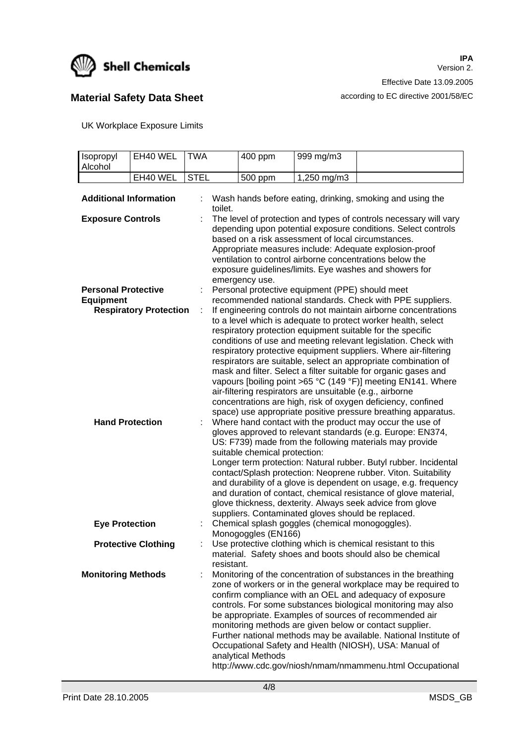UK Workplace Exposure Limits

| Isopropyl Alcohol | EH40 WEL | TWA | 400 ppm | 999 mg/m3 | |
|---|---|---|---|---|---|
| | EH40 WEL | STEL | 500 ppm | 1,250 mg/m3 | |

**Additional Information** : Wash hands before eating, drinking, smoking and using the toilet.

**Exposure Controls** : The level of protection and types of controls necessary will vary depending upon potential exposure conditions. Select controls based on a risk assessment of local circumstances. Appropriate measures include: Adequate explosion-proof ventilation to control airborne concentrations below the exposure guidelines/limits. Eye washes and showers for emergency use.

**Personal Protective Equipment** : Personal protective equipment (PPE) should meet recommended national standards. Check with PPE suppliers.

**Respiratory Protection** : If engineering controls do not maintain airborne concentrations to a level which is adequate to protect worker health, select respiratory protection equipment suitable for the specific conditions of use and meeting relevant legislation. Check with respiratory protective equipment suppliers. Where air-filtering respirators are suitable, select an appropriate combination of mask and filter. Select a filter suitable for organic gases and vapours [boiling point >65 °C (149 °F)] meeting EN141. Where air-filtering respirators are unsuitable (e.g., airborne concentrations are high, risk of oxygen deficiency, confined space) use appropriate positive pressure breathing apparatus.

**Hand Protection** : Where hand contact with the product may occur the use of gloves approved to relevant standards (e.g. Europe: EN374, US: F739) made from the following materials may provide suitable chemical protection:
Longer term protection: Natural rubber. Butyl rubber. Incidental contact/Splash protection: Neoprene rubber. Viton. Suitability and durability of a glove is dependent on usage, e.g. frequency and duration of contact, chemical resistance of glove material, glove thickness, dexterity. Always seek advice from glove suppliers. Contaminated gloves should be replaced.

**Eye Protection** : Chemical splash goggles (chemical monogoggles). Monogoggles (EN166)

**Protective Clothing** : Use protective clothing which is chemical resistant to this material. Safety shoes and boots should also be chemical resistant.

**Monitoring Methods** : Monitoring of the concentration of substances in the breathing zone of workers or in the general workplace may be required to confirm compliance with an OEL and adequacy of exposure controls. For some substances biological monitoring may also be appropriate. Examples of sources of recommended air monitoring methods are given below or contact supplier. Further national methods may be available. National Institute of Occupational Safety and Health (NIOSH), USA: Manual of analytical Methods
http://www.cdc.gov/niosh/nmam/nmammenu.html Occupational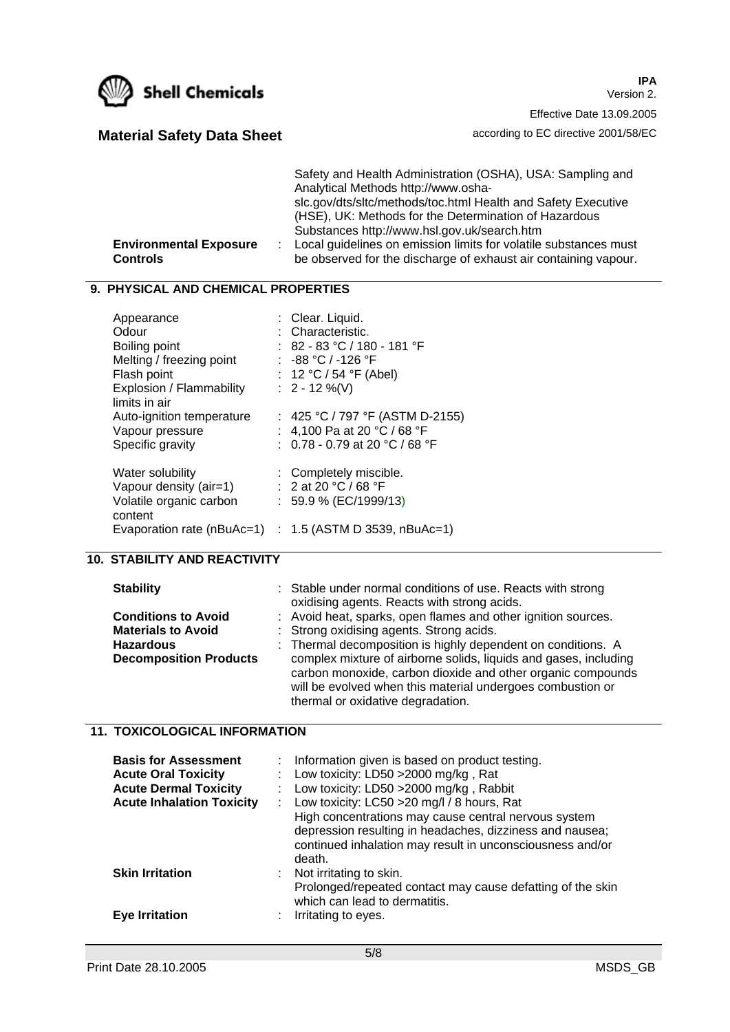Safety and Health Administration (OSHA), USA: Sampling and Analytical Methods http://www.osha-slc.gov/dts/sltc/methods/toc.html Health and Safety Executive (HSE), UK: Methods for the Determination of Hazardous Substances http://www.hsl.gov.uk/search.htm

**Environmental Exposure Controls** : Local guidelines on emission limits for volatile substances must be observed for the discharge of exhaust air containing vapour.

## 9. PHYSICAL AND CHEMICAL PROPERTIES

| | |
|---|---|
| Appearance | : Clear. Liquid. |
| Odour | : Characteristic. |
| Boiling point | : 82 - 83 °C / 180 - 181 °F |
| Melting / freezing point | : -88 °C / -126 °F |
| Flash point | : 12 °C / 54 °F (Abel) |
| Explosion / Flammability limits in air | : 2 - 12 %(V) |
| Auto-ignition temperature | : 425 °C / 797 °F (ASTM D-2155) |
| Vapour pressure | : 4,100 Pa at 20 °C / 68 °F |
| Specific gravity | : 0.78 - 0.79 at 20 °C / 68 °F |
| Water solubility | : Completely miscible. |
| Vapour density (air=1) | : 2 at 20 °C / 68 °F |
| Volatile organic carbon content | : 59.9 % (EC/1999/13) |
| Evaporation rate (nBuAc=1) | : 1.5 (ASTM D 3539, nBuAc=1) |

## 10. STABILITY AND REACTIVITY

**Stability** : Stable under normal conditions of use. Reacts with strong oxidising agents. Reacts with strong acids.

**Conditions to Avoid** : Avoid heat, sparks, open flames and other ignition sources.

**Materials to Avoid** : Strong oxidising agents. Strong acids.

**Hazardous Decomposition Products** : Thermal decomposition is highly dependent on conditions. A complex mixture of airborne solids, liquids and gases, including carbon monoxide, carbon dioxide and other organic compounds will be evolved when this material undergoes combustion or thermal or oxidative degradation.

## 11. TOXICOLOGICAL INFORMATION

**Basis for Assessment** : Information given is based on product testing.

**Acute Oral Toxicity** : Low toxicity: LD50 >2000 mg/kg , Rat

**Acute Dermal Toxicity** : Low toxicity: LD50 >2000 mg/kg , Rabbit

**Acute Inhalation Toxicity** : Low toxicity: LC50 >20 mg/l / 8 hours, Rat
High concentrations may cause central nervous system depression resulting in headaches, dizziness and nausea; continued inhalation may result in unconsciousness and/or death.

**Skin Irritation** : Not irritating to skin.
Prolonged/repeated contact may cause defatting of the skin which can lead to dermatitis.

**Eye Irritation** : Irritating to eyes.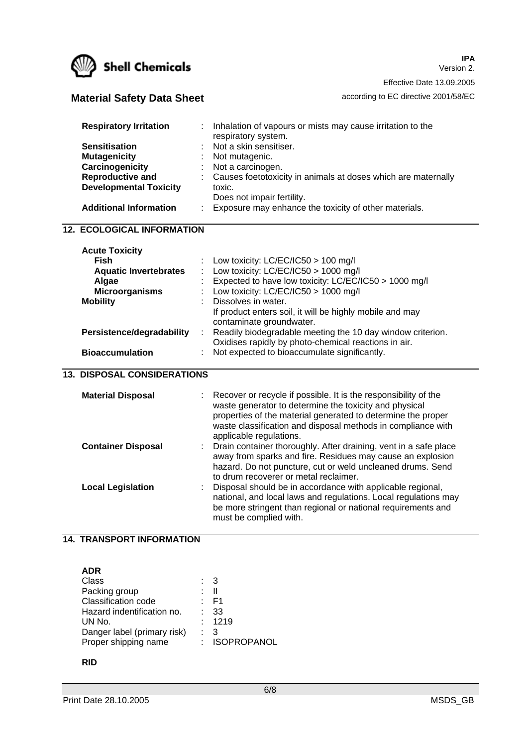| | |
|---|---|
| **Respiratory Irritation** | Inhalation of vapours or mists may cause irritation to the respiratory system. |
| **Sensitisation** | Not a skin sensitiser. |
| **Mutagenicity** | Not mutagenic. |
| **Carcinogenicity** | Not a carcinogen. |
| **Reproductive and Developmental Toxicity** | Causes foetotoxicity in animals at doses which are maternally toxic. Does not impair fertility. |
| **Additional Information** | Exposure may enhance the toxicity of other materials. |

## 12. ECOLOGICAL INFORMATION

**Acute Toxicity**

| | |
|---|---|
| **Fish** | Low toxicity: LC/EC/IC50 > 100 mg/l |
| **Aquatic Invertebrates** | Low toxicity: LC/EC/IC50 > 1000 mg/l |
| **Algae** | Expected to have low toxicity: LC/EC/IC50 > 1000 mg/l |
| **Microorganisms** | Low toxicity: LC/EC/IC50 > 1000 mg/l |
| **Mobility** | Dissolves in water. If product enters soil, it will be highly mobile and may contaminate groundwater. |
| **Persistence/degradability** | Readily biodegradable meeting the 10 day window criterion. Oxidises rapidly by photo-chemical reactions in air. |
| **Bioaccumulation** | Not expected to bioaccumulate significantly. |

## 13. DISPOSAL CONSIDERATIONS

| | |
|---|---|
| **Material Disposal** | Recover or recycle if possible. It is the responsibility of the waste generator to determine the toxicity and physical properties of the material generated to determine the proper waste classification and disposal methods in compliance with applicable regulations. |
| **Container Disposal** | Drain container thoroughly. After draining, vent in a safe place away from sparks and fire. Residues may cause an explosion hazard. Do not puncture, cut or weld uncleaned drums. Send to drum recoverer or metal reclaimer. |
| **Local Legislation** | Disposal should be in accordance with applicable regional, national, and local laws and regulations. Local regulations may be more stringent than regional or national requirements and must be complied with. |

## 14. TRANSPORT INFORMATION

**ADR**

| | |
|---|---|
| Class | 3 |
| Packing group | II |
| Classification code | F1 |
| Hazard indentification no. | 33 |
| UN No. | 1219 |
| Danger label (primary risk) | 3 |
| Proper shipping name | ISOPROPANOL |

**RID**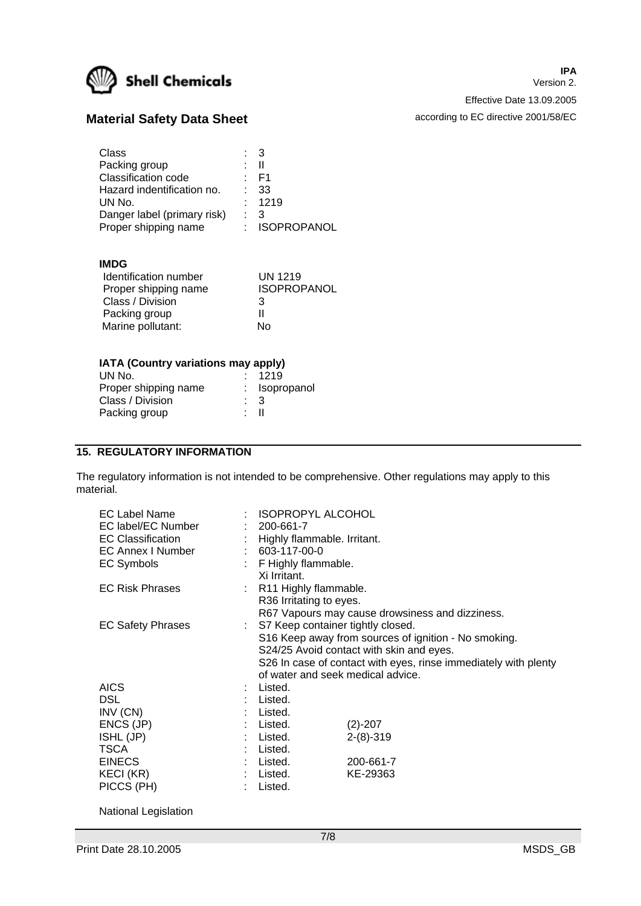| | |
|---|---|
| Class | : 3 |
| Packing group | : II |
| Classification code | : F1 |
| Hazard indentification no. | : 33 |
| UN No. | : 1219 |
| Danger label (primary risk) | : 3 |
| Proper shipping name | : ISOPROPANOL |

**IMDG**

| | |
|---|---|
| Identification number | UN 1219 |
| Proper shipping name | ISOPROPANOL |
| Class / Division | 3 |
| Packing group | II |
| Marine pollutant: | No |

**IATA (Country variations may apply)**

| | |
|---|---|
| UN No. | : 1219 |
| Proper shipping name | : Isopropanol |
| Class / Division | : 3 |
| Packing group | : II |

## 15. REGULATORY INFORMATION

The regulatory information is not intended to be comprehensive. Other regulations may apply to this material.

| | | |
|---|---|---|
| EC Label Name | : ISOPROPYL ALCOHOL | |
| EC label/EC Number | : 200-661-7 | |
| EC Classification | : Highly flammable. Irritant. | |
| EC Annex I Number | : 603-117-00-0 | |
| EC Symbols | : F Highly flammable.<br>Xi Irritant. | |
| EC Risk Phrases | : R11 Highly flammable.<br>R36 Irritating to eyes.<br>R67 Vapours may cause drowsiness and dizziness. | |
| EC Safety Phrases | : S7 Keep container tightly closed.<br>S16 Keep away from sources of ignition - No smoking.<br>S24/25 Avoid contact with skin and eyes.<br>S26 In case of contact with eyes, rinse immediately with plenty of water and seek medical advice. | |
| AICS | : Listed. | |
| DSL | : Listed. | |
| INV (CN) | : Listed. | |
| ENCS (JP) | : Listed. | (2)-207 |
| ISHL (JP) | : Listed. | 2-(8)-319 |
| TSCA | : Listed. | |
| EINECS | : Listed. | 200-661-7 |
| KECI (KR) | : Listed. | KE-29363 |
| PICCS (PH) | : Listed. | |

National Legislation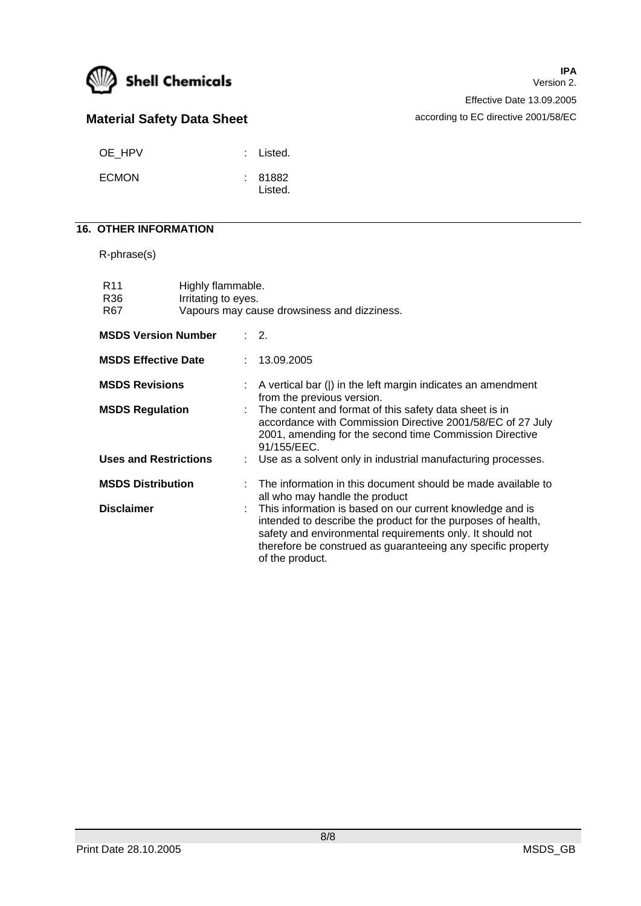| | | |
|---|---|---|
| OE_HPV | : | Listed. |
| ECMON | : | 81882 Listed. |

## 16. OTHER INFORMATION

R-phrase(s)

| | |
|---|---|
| R11 | Highly flammable. |
| R36 | Irritating to eyes. |
| R67 | Vapours may cause drowsiness and dizziness. |

| | | |
|---|---|---|
| **MSDS Version Number** | : | 2. |
| **MSDS Effective Date** | : | 13.09.2005 |
| **MSDS Revisions** | : | A vertical bar (\|) in the left margin indicates an amendment from the previous version. |
| **MSDS Regulation** | : | The content and format of this safety data sheet is in accordance with Commission Directive 2001/58/EC of 27 July 2001, amending for the second time Commission Directive 91/155/EEC. |
| **Uses and Restrictions** | : | Use as a solvent only in industrial manufacturing processes. |
| **MSDS Distribution** | : | The information in this document should be made available to all who may handle the product |
| **Disclaimer** | : | This information is based on our current knowledge and is intended to describe the product for the purposes of health, safety and environmental requirements only. It should not therefore be construed as guaranteeing any specific property of the product. |